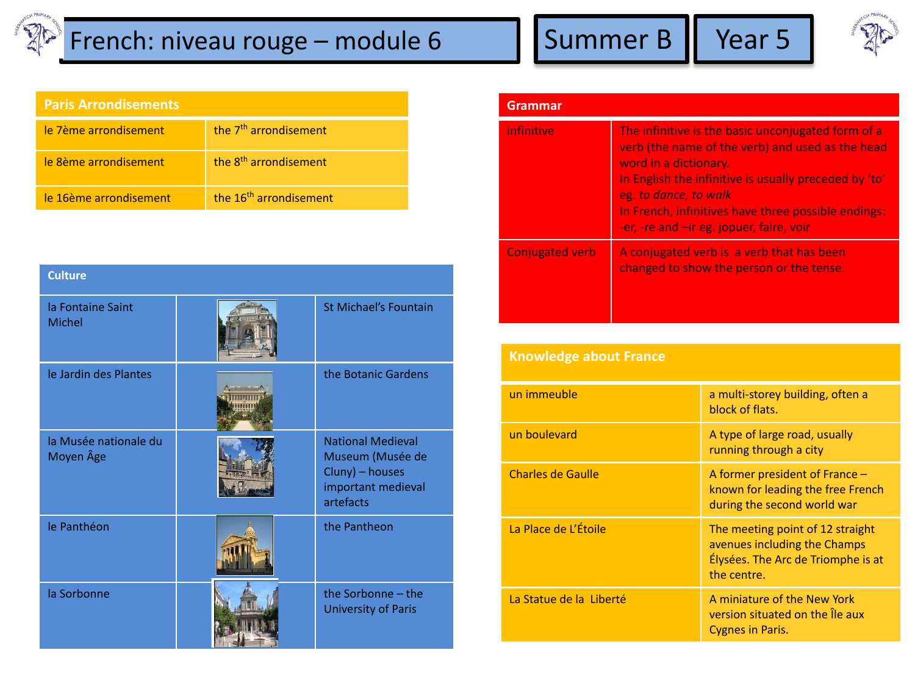# French: niveau rouge – module 6

**Summer B** | **Year 5**

## Paris Arrondisements

| Paris Arrondisements | |
|---|---|
| le 7ème arrondisement | the 7th arrondisement |
| le 8ème arrondisement | the 8th arrondisement |
| le 16ème arrondisement | the 16th arrondisement |

## Culture

| Culture | | |
|---|---|---|
| la Fontaine Saint Michel | | St Michael's Fountain |
| le Jardin des Plantes | | the Botanic Gardens |
| la Musée nationale du Moyen Âge | | National Medieval Museum (Musée de Cluny) – houses important medieval artefacts |
| le Panthéon | | the Pantheon |
| la Sorbonne | | the Sorbonne – the University of Paris |

## Grammar

| Grammar | |
|---|---|
| infinitive | The infinitive is the basic unconjugated form of a verb (the name of the verb) and used as the head word in a dictionary. In English the infinitive is usually preceded by 'to' eg. *to dance, to walk* In French, infinitives have three possible endings: -er, -re and –ir eg. jopuer, faire, voir |
| Conjugated verb | A conjugated verb is a verb that has been changed to show the person or the tense. |

## Knowledge about France

| Knowledge about France | |
|---|---|
| un immeuble | a multi-storey building, often a block of flats. |
| un boulevard | A type of large road, usually running through a city |
| Charles de Gaulle | A former president of France – known for leading the free French during the second world war |
| La Place de L'Étoile | The meeting point of 12 straight avenues including the Champs Élysées. The Arc de Triomphe is at the centre. |
| La Statue de la Liberté | A miniature of the New York version situated on the Île aux Cygnes in Paris. |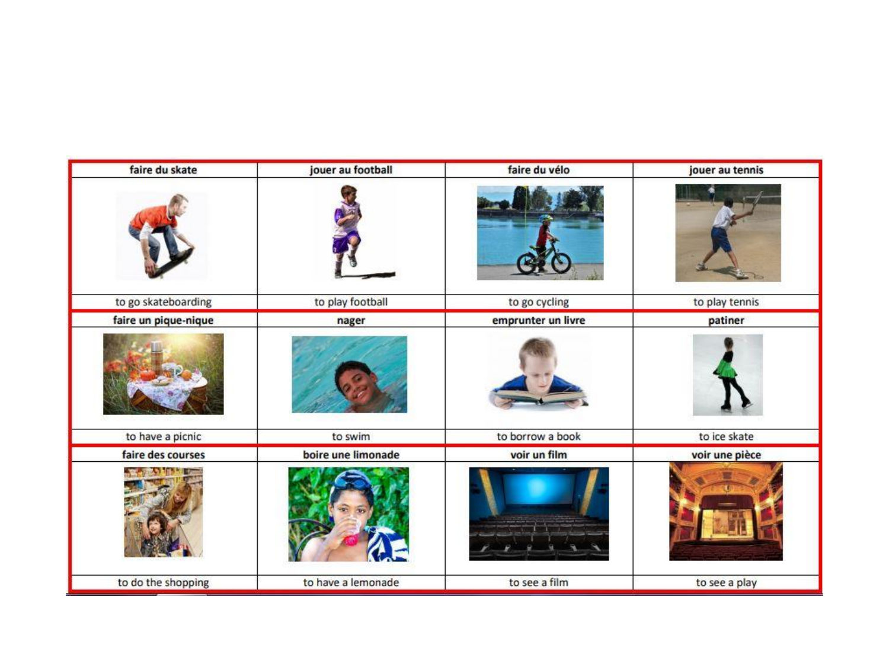| | | | |
|---|---|---|---|
| **faire du skate** | **jouer au football** | **faire du vélo** | **jouer au tennis** |
| to go skateboarding | to play football | to go cycling | to play tennis |
| **faire un pique-nique** | **nager** | **emprunter un livre** | **patiner** |
| to have a picnic | to swim | to borrow a book | to ice skate |
| **faire des courses** | **boire une limonade** | **voir un film** | **voir une pièce** |
| to do the shopping | to have a lemonade | to see a film | to see a play |